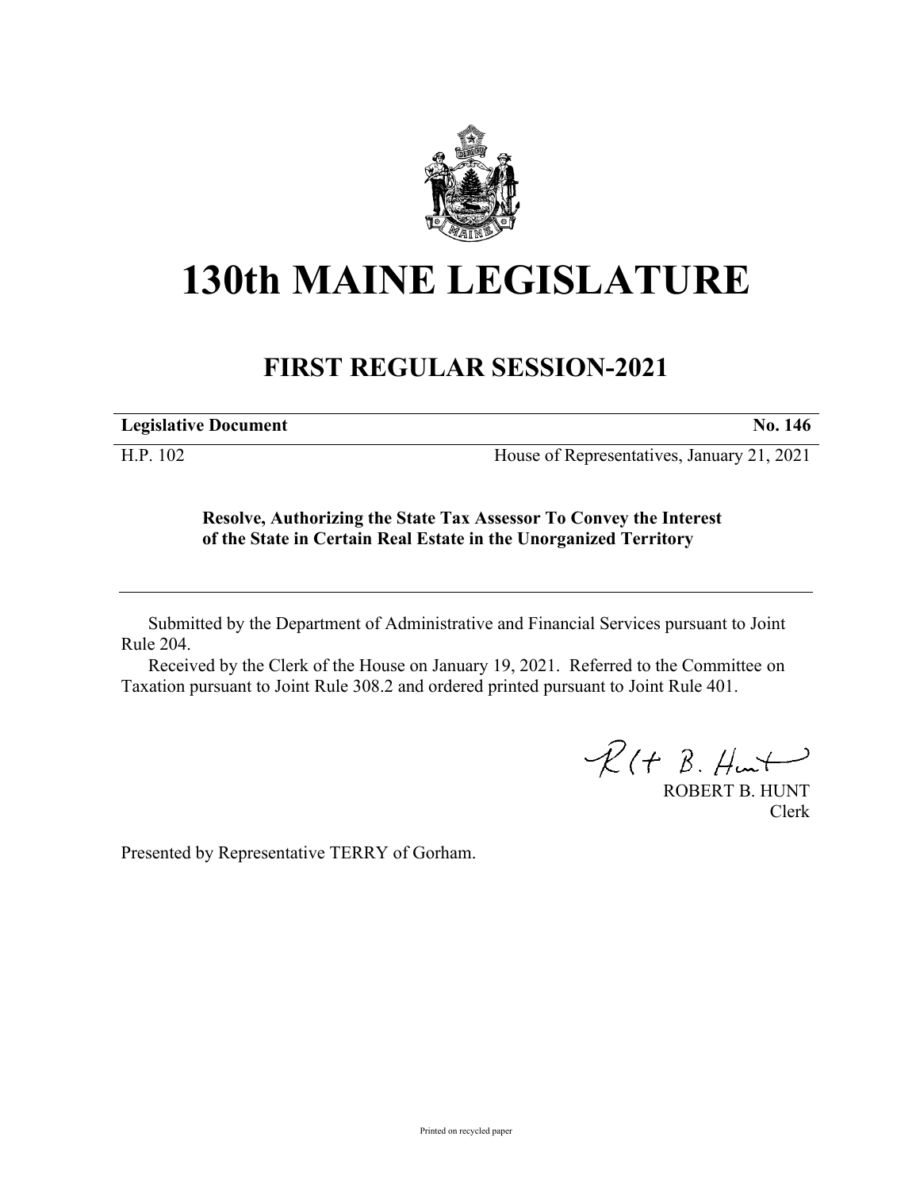# 130th MAINE LEGISLATURE

## FIRST REGULAR SESSION-2021

**Legislative Document** **No. 146**

H.P. 102 House of Representatives, January 21, 2021

**Resolve, Authorizing the State Tax Assessor To Convey the Interest of the State in Certain Real Estate in the Unorganized Territory**

Submitted by the Department of Administrative and Financial Services pursuant to Joint Rule 204.

Received by the Clerk of the House on January 19, 2021. Referred to the Committee on Taxation pursuant to Joint Rule 308.2 and ordered printed pursuant to Joint Rule 401.

ROBERT B. HUNT
Clerk

Presented by Representative TERRY of Gorham.

Printed on recycled paper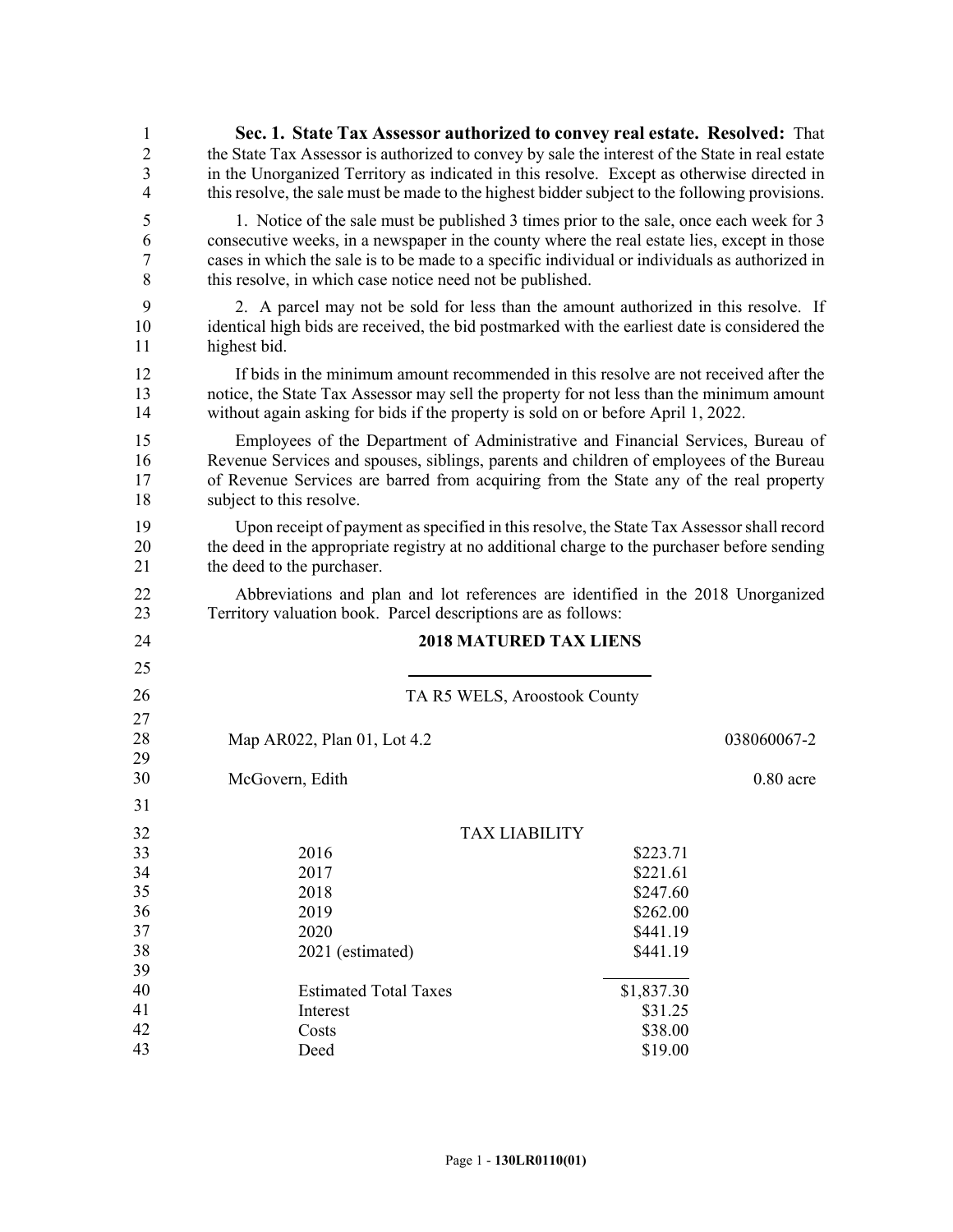**Sec. 1. State Tax Assessor authorized to convey real estate. Resolved:** That the State Tax Assessor is authorized to convey by sale the interest of the State in real estate in the Unorganized Territory as indicated in this resolve. Except as otherwise directed in this resolve, the sale must be made to the highest bidder subject to the following provisions.

1. Notice of the sale must be published 3 times prior to the sale, once each week for 3 consecutive weeks, in a newspaper in the county where the real estate lies, except in those cases in which the sale is to be made to a specific individual or individuals as authorized in this resolve, in which case notice need not be published.

2. A parcel may not be sold for less than the amount authorized in this resolve. If identical high bids are received, the bid postmarked with the earliest date is considered the highest bid.

If bids in the minimum amount recommended in this resolve are not received after the notice, the State Tax Assessor may sell the property for not less than the minimum amount without again asking for bids if the property is sold on or before April 1, 2022.

Employees of the Department of Administrative and Financial Services, Bureau of Revenue Services and spouses, siblings, parents and children of employees of the Bureau of Revenue Services are barred from acquiring from the State any of the real property subject to this resolve.

Upon receipt of payment as specified in this resolve, the State Tax Assessor shall record the deed in the appropriate registry at no additional charge to the purchaser before sending the deed to the purchaser.

Abbreviations and plan and lot references are identified in the 2018 Unorganized Territory valuation book. Parcel descriptions are as follows:

**2018 MATURED TAX LIENS**

TA R5 WELS, Aroostook County

Map AR022, Plan 01, Lot 4.2 — 038060067-2

McGovern, Edith — 0.80 acre

| TAX LIABILITY | |
|---|---|
| 2016 | \$223.71 |
| 2017 | \$221.61 |
| 2018 | \$247.60 |
| 2019 | \$262.00 |
| 2020 | \$441.19 |
| 2021 (estimated) | \$441.19 |
| Estimated Total Taxes | \$1,837.30 |
| Interest | \$31.25 |
| Costs | \$38.00 |
| Deed | \$19.00 |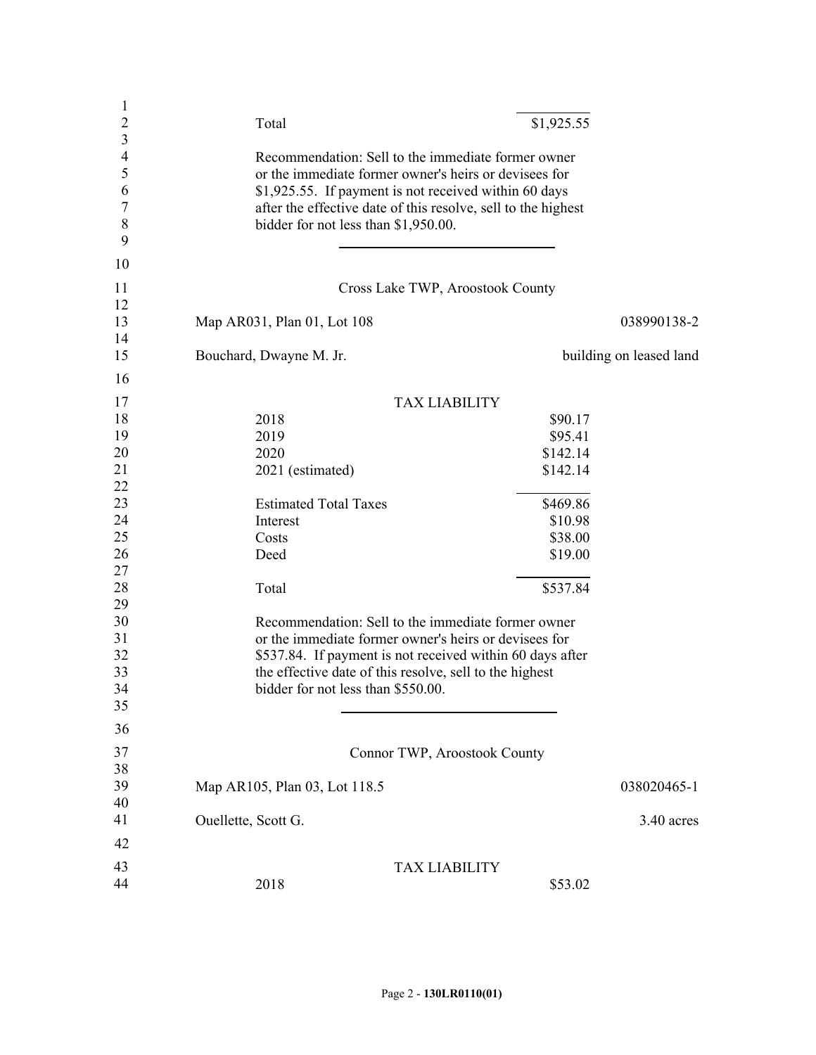| | |
|---|---|
| Total | $1,925.55 |

Recommendation: Sell to the immediate former owner or the immediate former owner's heirs or devisees for $1,925.55. If payment is not received within 60 days after the effective date of this resolve, sell to the highest bidder for not less than $1,950.00.

---

Cross Lake TWP, Aroostook County

Map AR031, Plan 01, Lot 108 — 038990138-2

Bouchard, Dwayne M. Jr. — building on leased land

TAX LIABILITY

| | |
|---|---|
| 2018 | $90.17 |
| 2019 | $95.41 |
| 2020 | $142.14 |
| 2021 (estimated) | $142.14 |
| Estimated Total Taxes | $469.86 |
| Interest | $10.98 |
| Costs | $38.00 |
| Deed | $19.00 |
| Total | $537.84 |

Recommendation: Sell to the immediate former owner or the immediate former owner's heirs or devisees for $537.84. If payment is not received within 60 days after the effective date of this resolve, sell to the highest bidder for not less than $550.00.

---

Connor TWP, Aroostook County

Map AR105, Plan 03, Lot 118.5 — 038020465-1

Ouellette, Scott G. — 3.40 acres

TAX LIABILITY

| | |
|---|---|
| 2018 | $53.02 |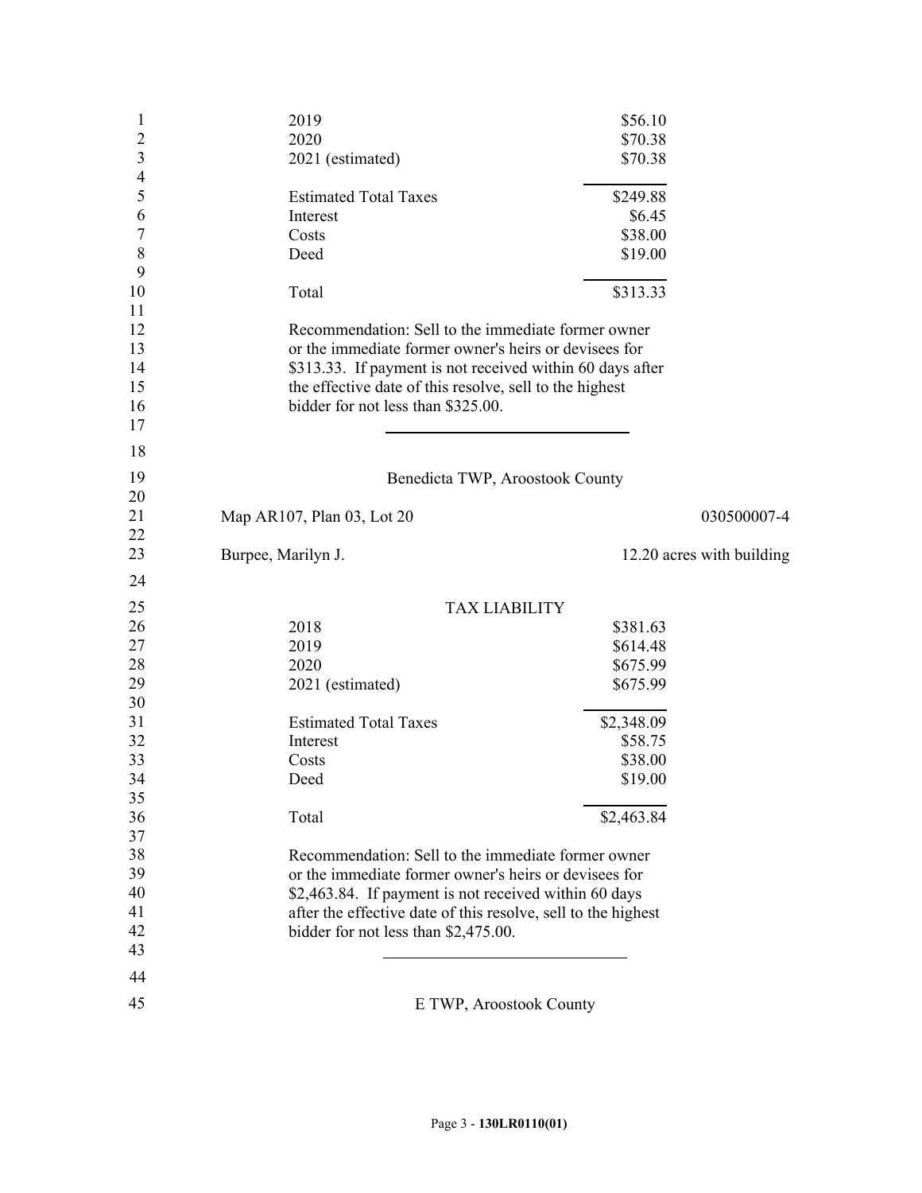| | |
|---|---|
| 2019 | $56.10 |
| 2020 | $70.38 |
| 2021 (estimated) | $70.38 |
| Estimated Total Taxes | $249.88 |
| Interest | $6.45 |
| Costs | $38.00 |
| Deed | $19.00 |
| Total | $313.33 |

Recommendation: Sell to the immediate former owner or the immediate former owner's heirs or devisees for $313.33. If payment is not received within 60 days after the effective date of this resolve, sell to the highest bidder for not less than $325.00.

---

Benedicta TWP, Aroostook County

Map AR107, Plan 03, Lot 20 — 030500007-4

Burpee, Marilyn J. — 12.20 acres with building

TAX LIABILITY

| | |
|---|---|
| 2018 | $381.63 |
| 2019 | $614.48 |
| 2020 | $675.99 |
| 2021 (estimated) | $675.99 |
| Estimated Total Taxes | $2,348.09 |
| Interest | $58.75 |
| Costs | $38.00 |
| Deed | $19.00 |
| Total | $2,463.84 |

Recommendation: Sell to the immediate former owner or the immediate former owner's heirs or devisees for $2,463.84. If payment is not received within 60 days after the effective date of this resolve, sell to the highest bidder for not less than $2,475.00.

---

E TWP, Aroostook County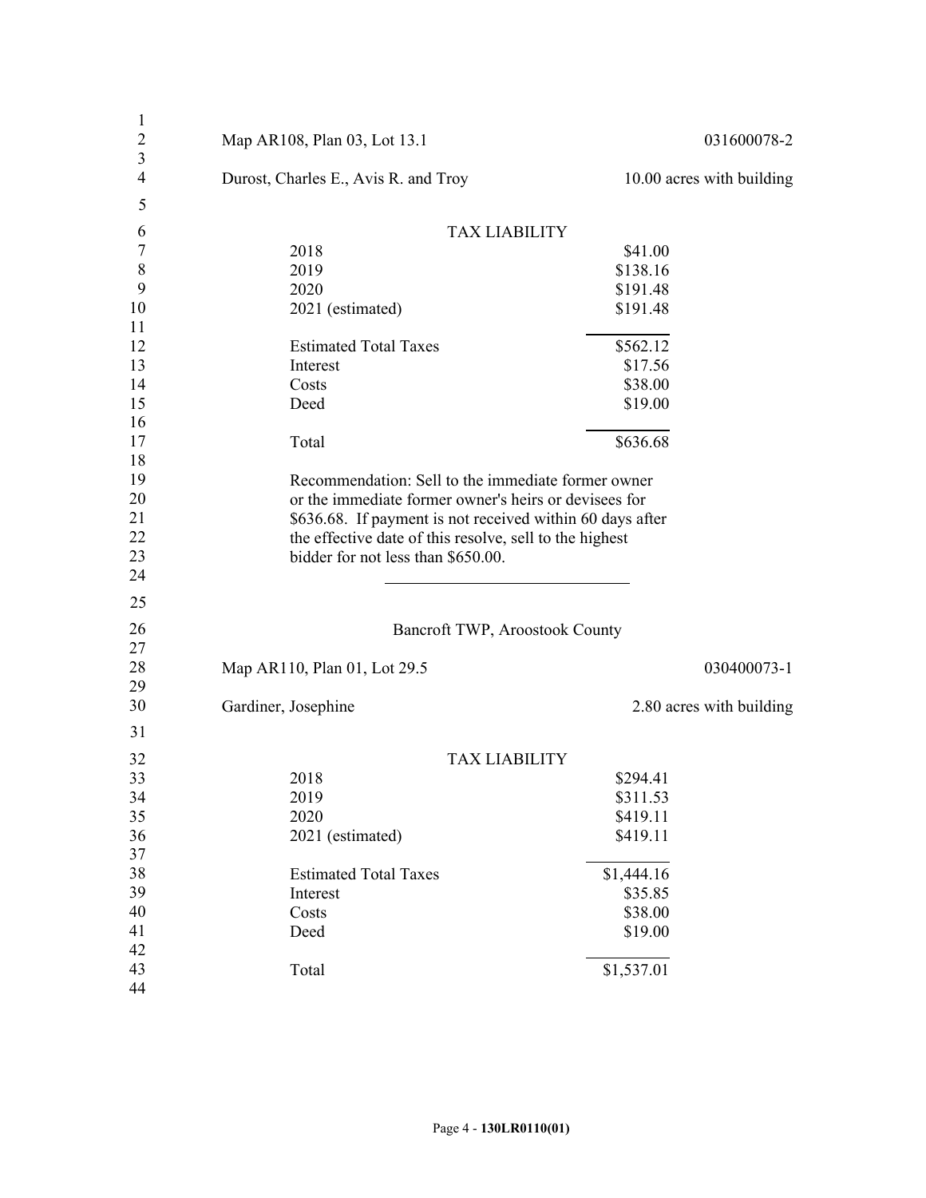Map AR108, Plan 03, Lot 13.1 031600078-2

Durost, Charles E., Avis R. and Troy 10.00 acres with building

TAX LIABILITY

| | |
|---|---|
| 2018 | $41.00 |
| 2019 | $138.16 |
| 2020 | $191.48 |
| 2021 (estimated) | $191.48 |
| Estimated Total Taxes | $562.12 |
| Interest | $17.56 |
| Costs | $38.00 |
| Deed | $19.00 |
| Total | $636.68 |

Recommendation: Sell to the immediate former owner or the immediate former owner's heirs or devisees for $636.68. If payment is not received within 60 days after the effective date of this resolve, sell to the highest bidder for not less than $650.00.

---

Bancroft TWP, Aroostook County

Map AR110, Plan 01, Lot 29.5 030400073-1

Gardiner, Josephine 2.80 acres with building

TAX LIABILITY

| | |
|---|---|
| 2018 | $294.41 |
| 2019 | $311.53 |
| 2020 | $419.11 |
| 2021 (estimated) | $419.11 |
| Estimated Total Taxes | $1,444.16 |
| Interest | $35.85 |
| Costs | $38.00 |
| Deed | $19.00 |
| Total | $1,537.01 |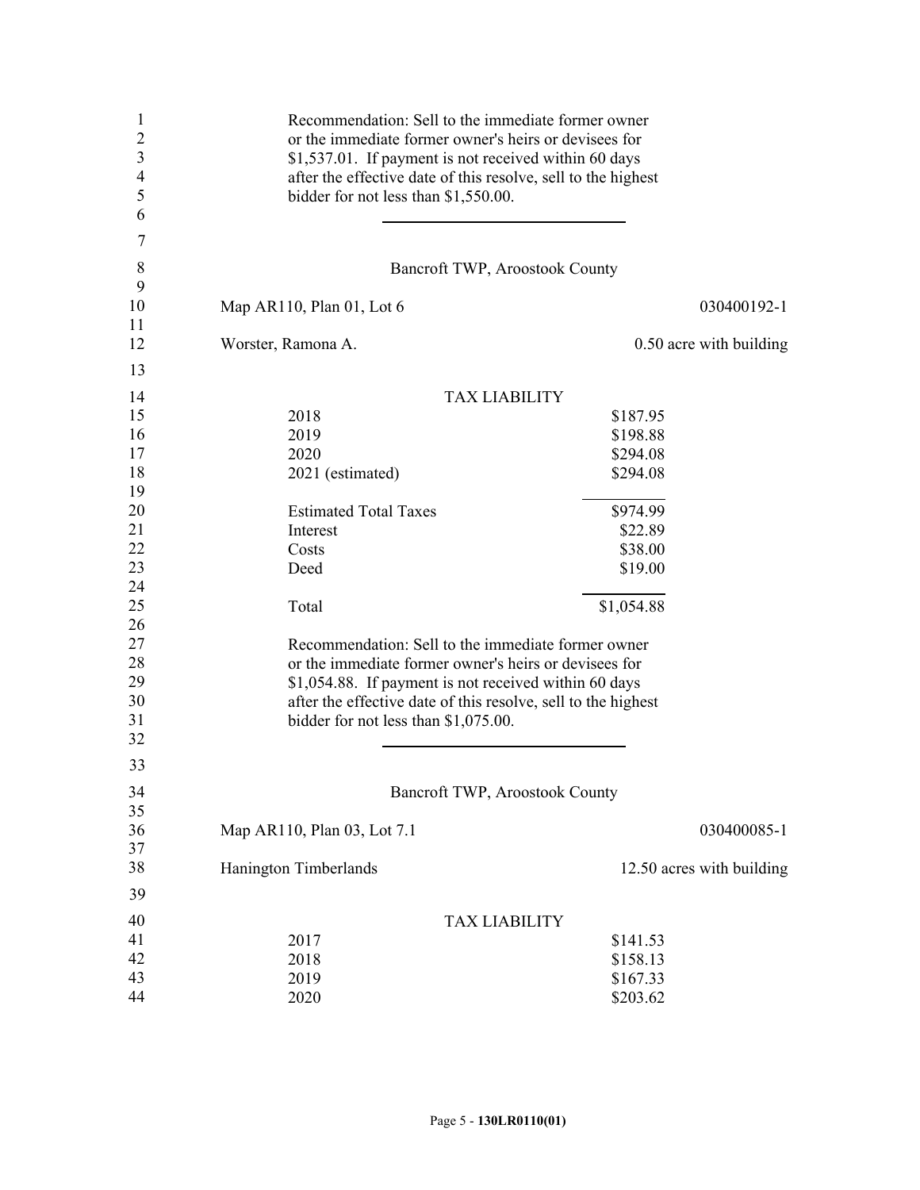Recommendation: Sell to the immediate former owner or the immediate former owner's heirs or devisees for $1,537.01. If payment is not received within 60 days after the effective date of this resolve, sell to the highest bidder for not less than $1,550.00.

---

Bancroft TWP, Aroostook County

Map AR110, Plan 01, Lot 6 — 030400192-1

Worster, Ramona A. — 0.50 acre with building

| TAX LIABILITY | |
|---|---|
| 2018 | $187.95 |
| 2019 | $198.88 |
| 2020 | $294.08 |
| 2021 (estimated) | $294.08 |
| Estimated Total Taxes | $974.99 |
| Interest | $22.89 |
| Costs | $38.00 |
| Deed | $19.00 |
| Total | $1,054.88 |

Recommendation: Sell to the immediate former owner or the immediate former owner's heirs or devisees for $1,054.88. If payment is not received within 60 days after the effective date of this resolve, sell to the highest bidder for not less than $1,075.00.

---

Bancroft TWP, Aroostook County

Map AR110, Plan 03, Lot 7.1 — 030400085-1

Hanington Timberlands — 12.50 acres with building

| TAX LIABILITY | |
|---|---|
| 2017 | $141.53 |
| 2018 | $158.13 |
| 2019 | $167.33 |
| 2020 | $203.62 |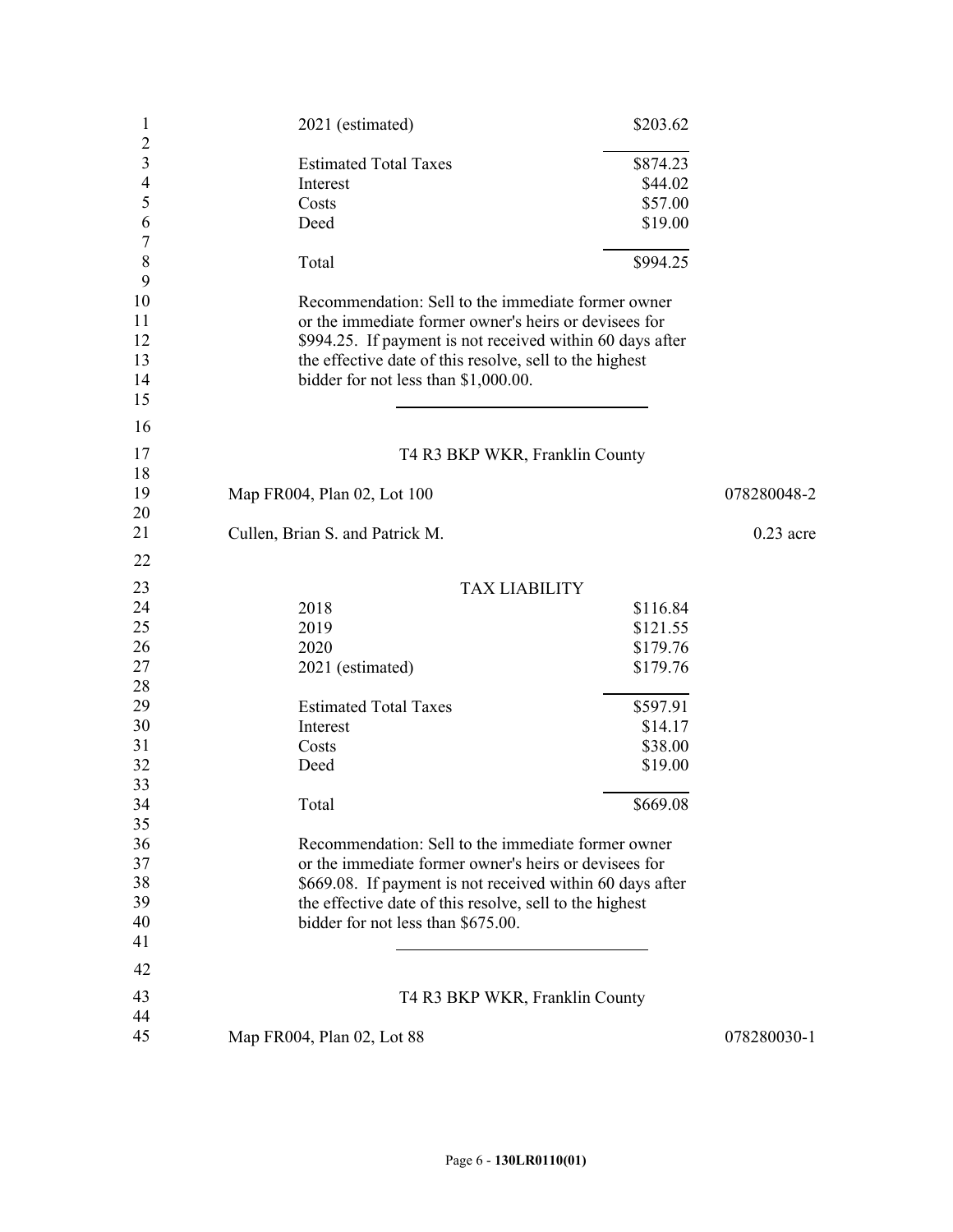| | |
|---|---|
| 2021 (estimated) | $203.62 |
| Estimated Total Taxes | $874.23 |
| Interest | $44.02 |
| Costs | $57.00 |
| Deed | $19.00 |
| Total | $994.25 |

Recommendation: Sell to the immediate former owner or the immediate former owner's heirs or devisees for $994.25. If payment is not received within 60 days after the effective date of this resolve, sell to the highest bidder for not less than $1,000.00.

---

T4 R3 BKP WKR, Franklin County

Map FR004, Plan 02, Lot 100 — 078280048-2

Cullen, Brian S. and Patrick M. — 0.23 acre

TAX LIABILITY

| | |
|---|---|
| 2018 | $116.84 |
| 2019 | $121.55 |
| 2020 | $179.76 |
| 2021 (estimated) | $179.76 |
| Estimated Total Taxes | $597.91 |
| Interest | $14.17 |
| Costs | $38.00 |
| Deed | $19.00 |
| Total | $669.08 |

Recommendation: Sell to the immediate former owner or the immediate former owner's heirs or devisees for $669.08. If payment is not received within 60 days after the effective date of this resolve, sell to the highest bidder for not less than $675.00.

---

T4 R3 BKP WKR, Franklin County

Map FR004, Plan 02, Lot 88 — 078280030-1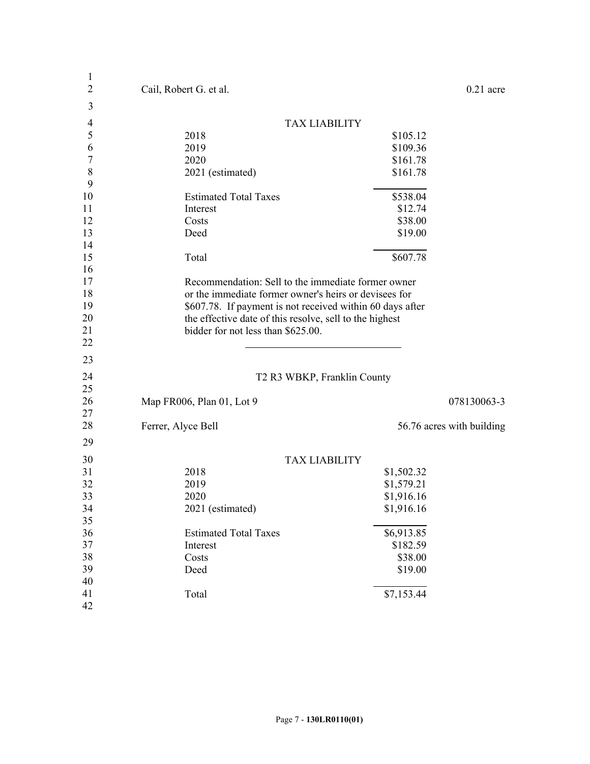Cail, Robert G. et al. 0.21 acre

TAX LIABILITY

| | |
|---|---|
| 2018 | $105.12 |
| 2019 | $109.36 |
| 2020 | $161.78 |
| 2021 (estimated) | $161.78 |
| Estimated Total Taxes | $538.04 |
| Interest | $12.74 |
| Costs | $38.00 |
| Deed | $19.00 |
| Total | $607.78 |

Recommendation: Sell to the immediate former owner or the immediate former owner's heirs or devisees for $607.78. If payment is not received within 60 days after the effective date of this resolve, sell to the highest bidder for not less than $625.00.

---

T2 R3 WBKP, Franklin County

Map FR006, Plan 01, Lot 9 078130063-3

Ferrer, Alyce Bell 56.76 acres with building

TAX LIABILITY

| | |
|---|---|
| 2018 | $1,502.32 |
| 2019 | $1,579.21 |
| 2020 | $1,916.16 |
| 2021 (estimated) | $1,916.16 |
| Estimated Total Taxes | $6,913.85 |
| Interest | $182.59 |
| Costs | $38.00 |
| Deed | $19.00 |
| Total | $7,153.44 |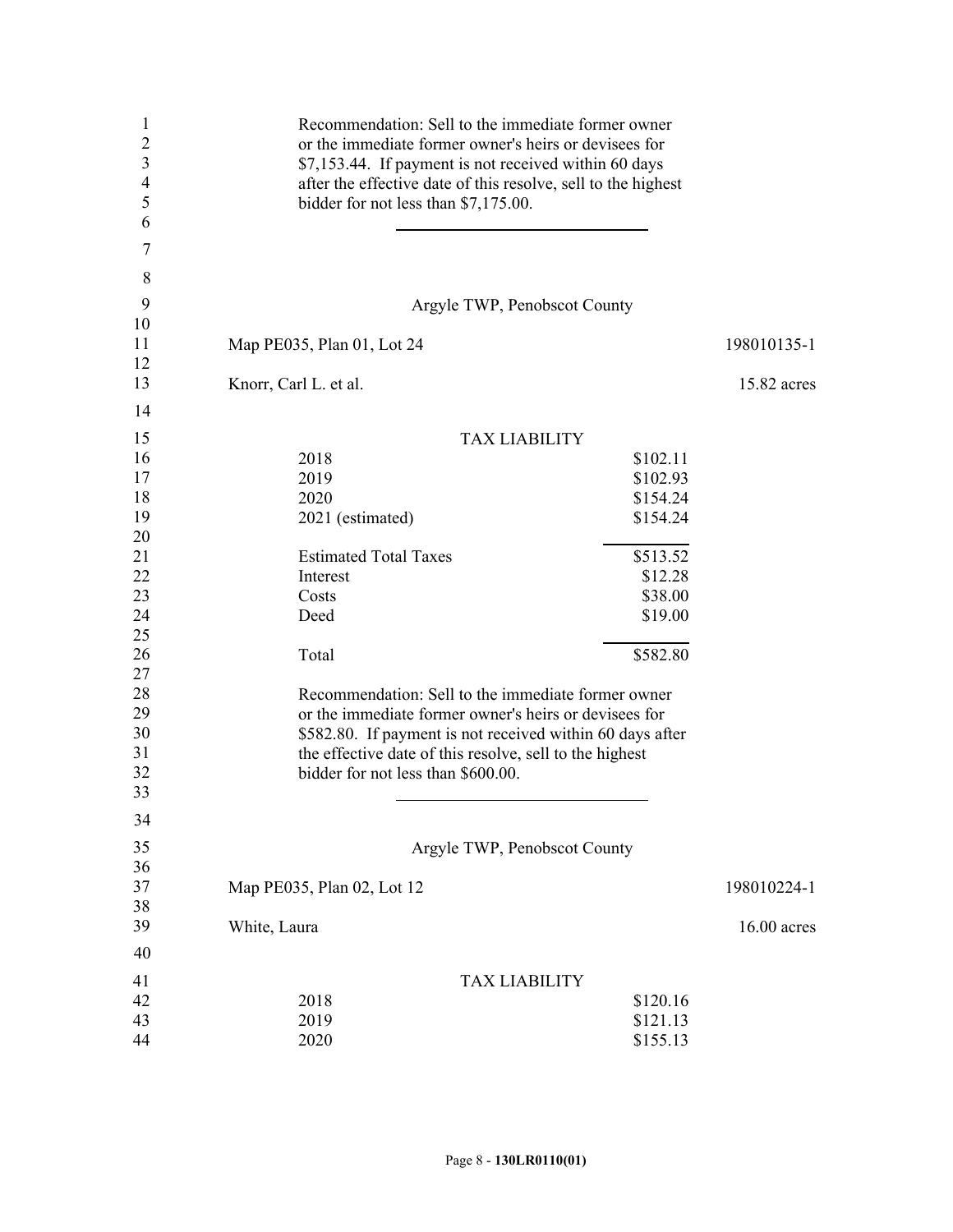Recommendation: Sell to the immediate former owner or the immediate former owner's heirs or devisees for $7,153.44. If payment is not received within 60 days after the effective date of this resolve, sell to the highest bidder for not less than $7,175.00.

---

Argyle TWP, Penobscot County

Map PE035, Plan 01, Lot 24 — 198010135-1

Knorr, Carl L. et al. — 15.82 acres

TAX LIABILITY

| | |
|---|---|
| 2018 | $102.11 |
| 2019 | $102.93 |
| 2020 | $154.24 |
| 2021 (estimated) | $154.24 |
| Estimated Total Taxes | $513.52 |
| Interest | $12.28 |
| Costs | $38.00 |
| Deed | $19.00 |
| Total | $582.80 |

Recommendation: Sell to the immediate former owner or the immediate former owner's heirs or devisees for $582.80. If payment is not received within 60 days after the effective date of this resolve, sell to the highest bidder for not less than $600.00.

---

Argyle TWP, Penobscot County

Map PE035, Plan 02, Lot 12 — 198010224-1

White, Laura — 16.00 acres

TAX LIABILITY

| | |
|---|---|
| 2018 | $120.16 |
| 2019 | $121.13 |
| 2020 | $155.13 |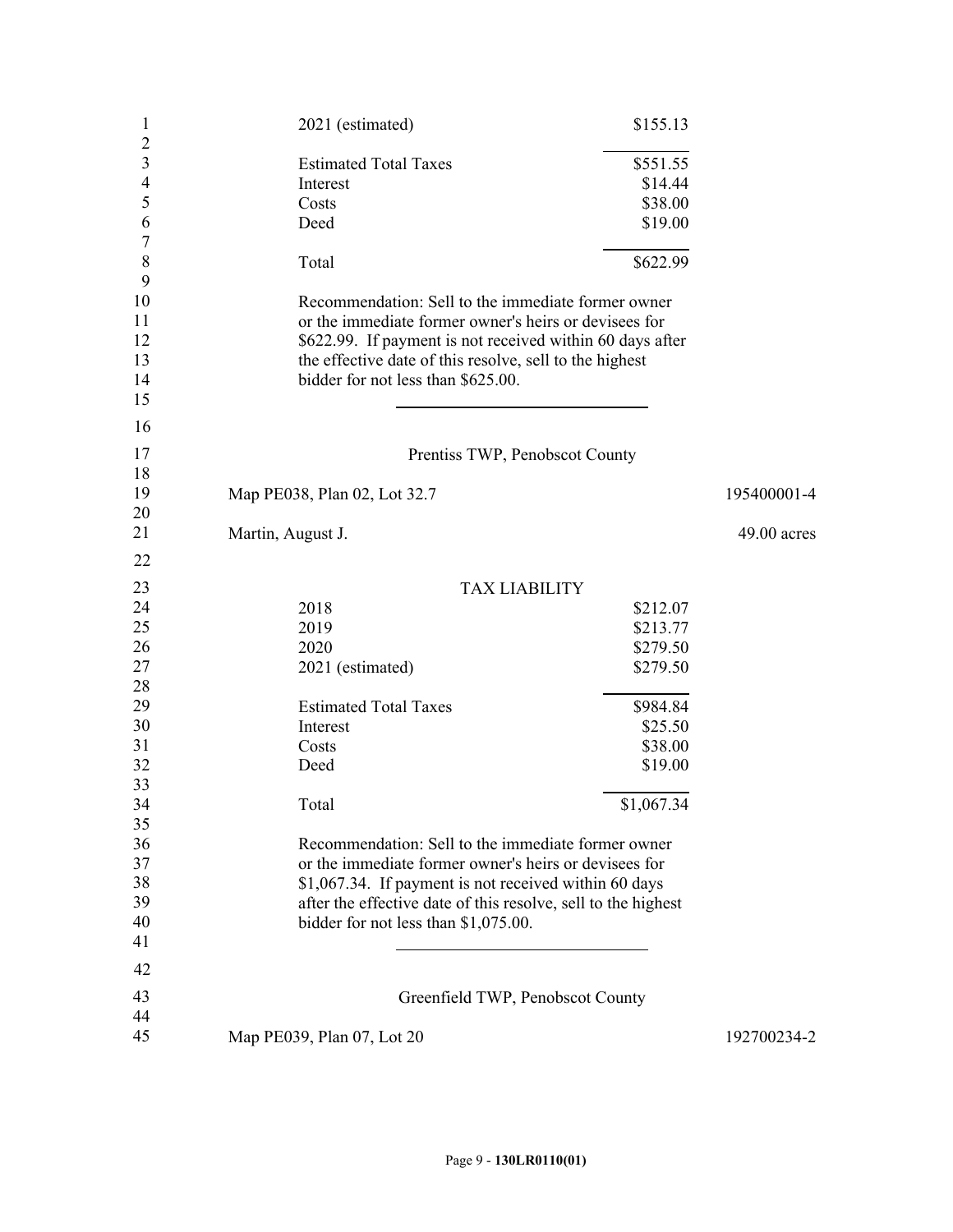| | |
|---|---|
| 2021 (estimated) | $155.13 |
| Estimated Total Taxes | $551.55 |
| Interest | $14.44 |
| Costs | $38.00 |
| Deed | $19.00 |
| Total | $622.99 |

Recommendation: Sell to the immediate former owner or the immediate former owner's heirs or devisees for $622.99. If payment is not received within 60 days after the effective date of this resolve, sell to the highest bidder for not less than $625.00.

---

Prentiss TWP, Penobscot County

Map PE038, Plan 02, Lot 32.7 — 195400001-4

Martin, August J. — 49.00 acres

TAX LIABILITY

| | |
|---|---|
| 2018 | $212.07 |
| 2019 | $213.77 |
| 2020 | $279.50 |
| 2021 (estimated) | $279.50 |
| Estimated Total Taxes | $984.84 |
| Interest | $25.50 |
| Costs | $38.00 |
| Deed | $19.00 |
| Total | $1,067.34 |

Recommendation: Sell to the immediate former owner or the immediate former owner's heirs or devisees for $1,067.34. If payment is not received within 60 days after the effective date of this resolve, sell to the highest bidder for not less than $1,075.00.

---

Greenfield TWP, Penobscot County

Map PE039, Plan 07, Lot 20 — 192700234-2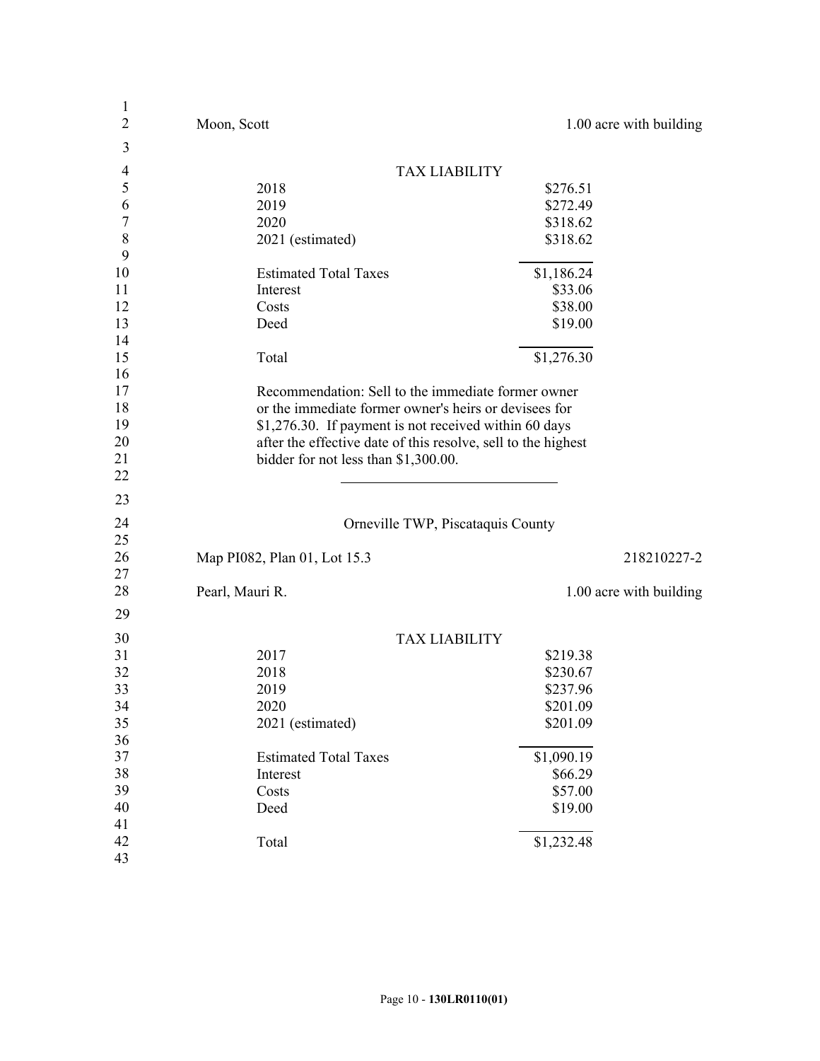Moon, Scott 1.00 acre with building

TAX LIABILITY

| | |
|---|---|
| 2018 | $276.51 |
| 2019 | $272.49 |
| 2020 | $318.62 |
| 2021 (estimated) | $318.62 |
| Estimated Total Taxes | $1,186.24 |
| Interest | $33.06 |
| Costs | $38.00 |
| Deed | $19.00 |
| Total | $1,276.30 |

Recommendation: Sell to the immediate former owner or the immediate former owner's heirs or devisees for $1,276.30. If payment is not received within 60 days after the effective date of this resolve, sell to the highest bidder for not less than $1,300.00.

---

Orneville TWP, Piscataquis County

Map PI082, Plan 01, Lot 15.3 218210227-2

Pearl, Mauri R. 1.00 acre with building

TAX LIABILITY

| | |
|---|---|
| 2017 | $219.38 |
| 2018 | $230.67 |
| 2019 | $237.96 |
| 2020 | $201.09 |
| 2021 (estimated) | $201.09 |
| Estimated Total Taxes | $1,090.19 |
| Interest | $66.29 |
| Costs | $57.00 |
| Deed | $19.00 |
| Total | $1,232.48 |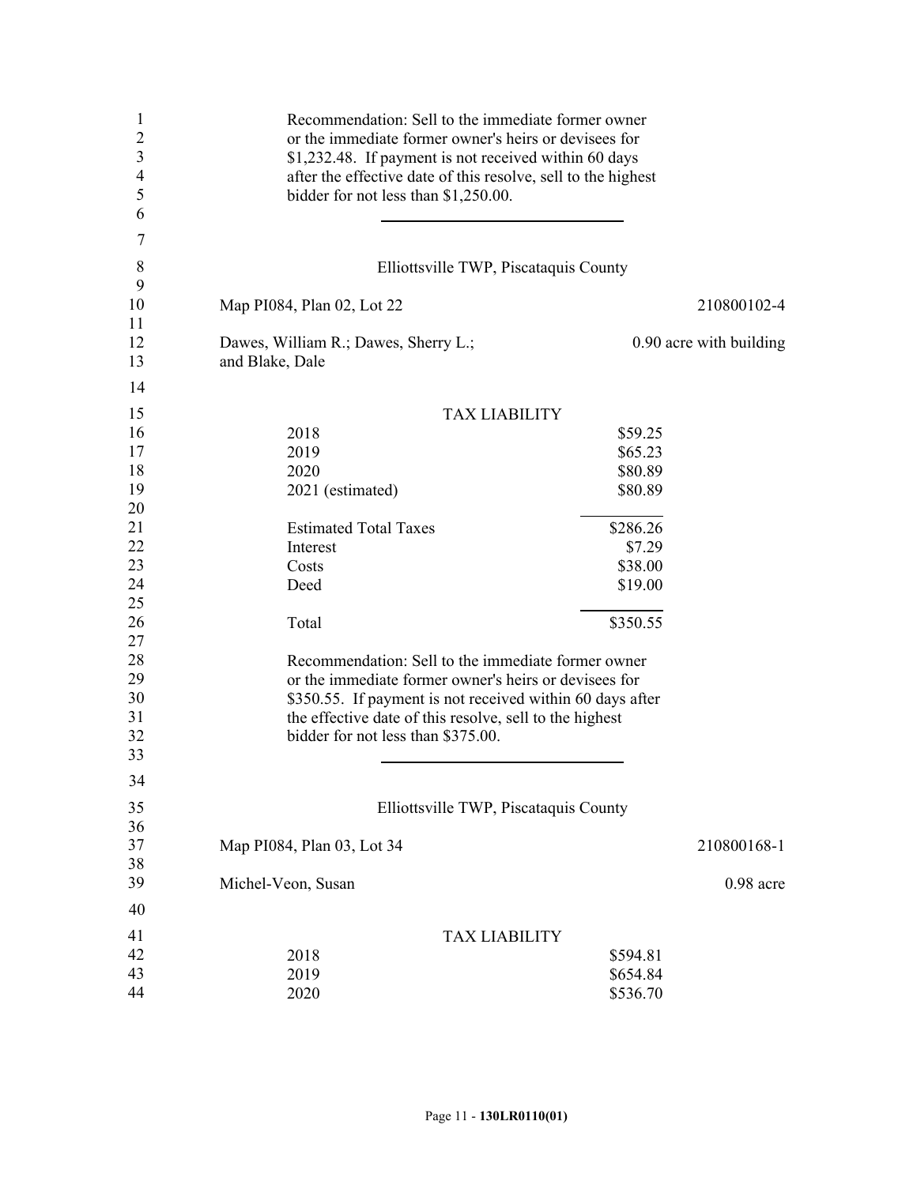Recommendation: Sell to the immediate former owner or the immediate former owner's heirs or devisees for $1,232.48. If payment is not received within 60 days after the effective date of this resolve, sell to the highest bidder for not less than $1,250.00.

---

Elliottsville TWP, Piscataquis County

Map PI084, Plan 02, Lot 22 — 210800102-4

Dawes, William R.; Dawes, Sherry L.; and Blake, Dale — 0.90 acre with building

TAX LIABILITY

| | |
|---|---|
| 2018 | $59.25 |
| 2019 | $65.23 |
| 2020 | $80.89 |
| 2021 (estimated) | $80.89 |
| Estimated Total Taxes | $286.26 |
| Interest | $7.29 |
| Costs | $38.00 |
| Deed | $19.00 |
| Total | $350.55 |

Recommendation: Sell to the immediate former owner or the immediate former owner's heirs or devisees for $350.55. If payment is not received within 60 days after the effective date of this resolve, sell to the highest bidder for not less than $375.00.

---

Elliottsville TWP, Piscataquis County

Map PI084, Plan 03, Lot 34 — 210800168-1

Michel-Veon, Susan — 0.98 acre

TAX LIABILITY

| | |
|---|---|
| 2018 | $594.81 |
| 2019 | $654.84 |
| 2020 | $536.70 |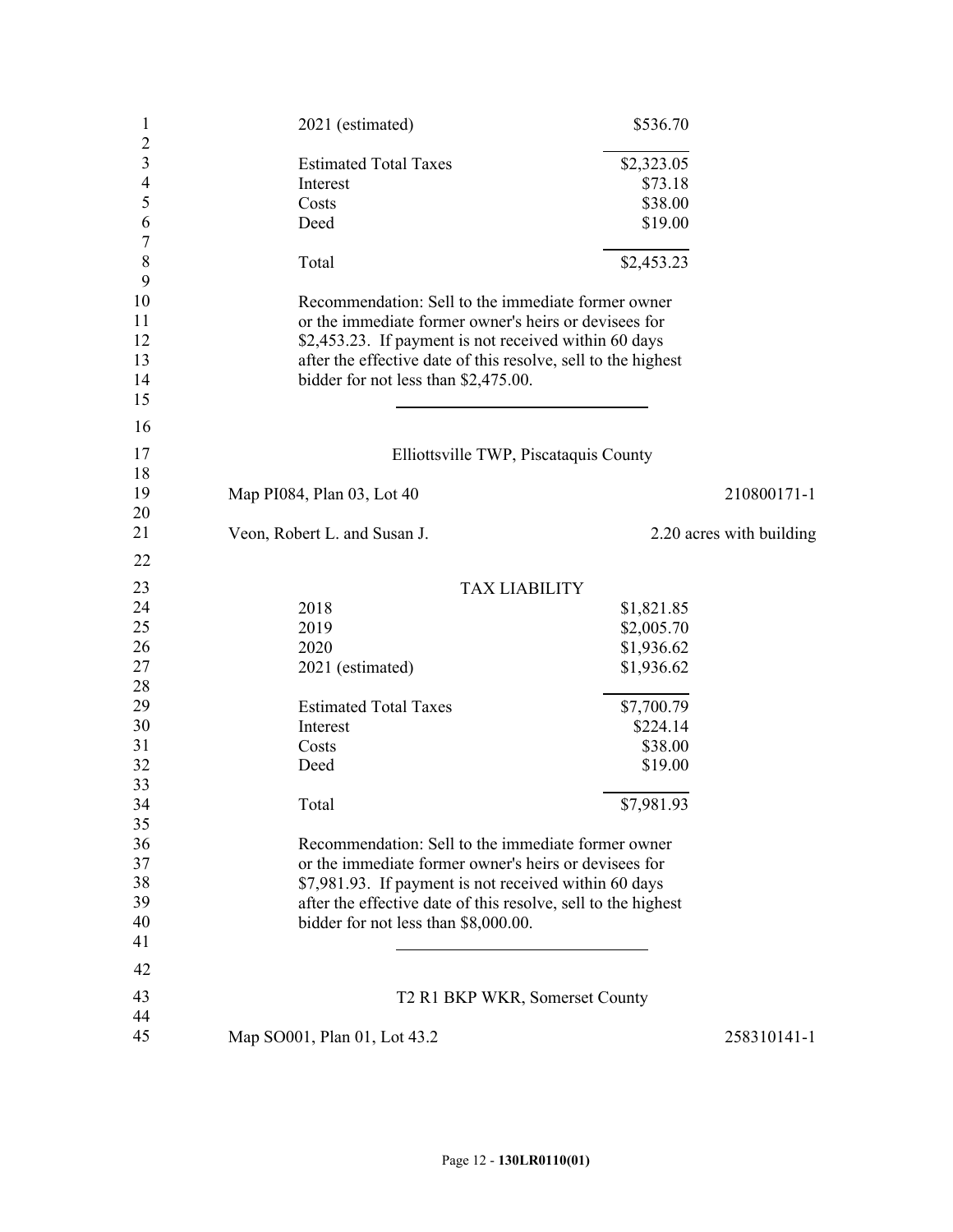| | |
|---|---|
| 2021 (estimated) | $536.70 |
| Estimated Total Taxes | $2,323.05 |
| Interest | $73.18 |
| Costs | $38.00 |
| Deed | $19.00 |
| Total | $2,453.23 |

Recommendation: Sell to the immediate former owner or the immediate former owner's heirs or devisees for $2,453.23. If payment is not received within 60 days after the effective date of this resolve, sell to the highest bidder for not less than $2,475.00.

---

Elliottsville TWP, Piscataquis County

Map PI084, Plan 03, Lot 40 — 210800171-1

Veon, Robert L. and Susan J. — 2.20 acres with building

TAX LIABILITY

| | |
|---|---|
| 2018 | $1,821.85 |
| 2019 | $2,005.70 |
| 2020 | $1,936.62 |
| 2021 (estimated) | $1,936.62 |
| Estimated Total Taxes | $7,700.79 |
| Interest | $224.14 |
| Costs | $38.00 |
| Deed | $19.00 |
| Total | $7,981.93 |

Recommendation: Sell to the immediate former owner or the immediate former owner's heirs or devisees for $7,981.93. If payment is not received within 60 days after the effective date of this resolve, sell to the highest bidder for not less than $8,000.00.

---

T2 R1 BKP WKR, Somerset County

Map SO001, Plan 01, Lot 43.2 — 258310141-1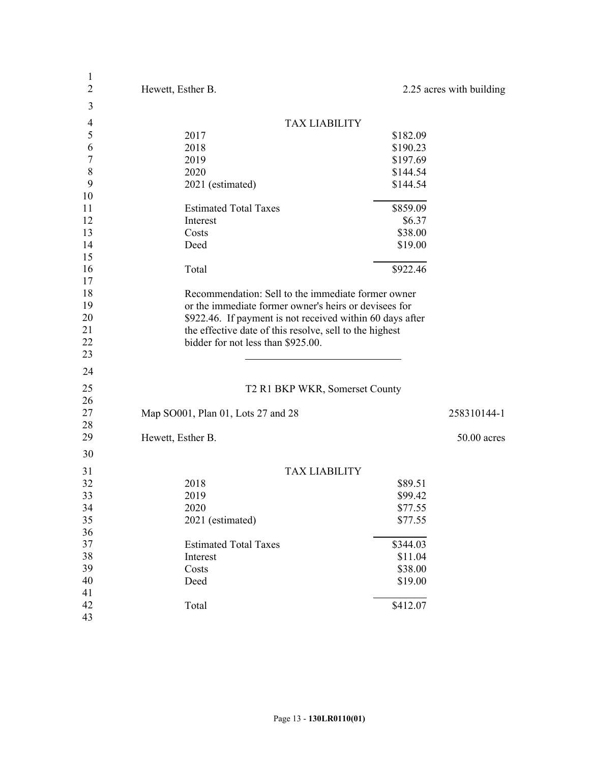Hewett, Esther B. 2.25 acres with building

TAX LIABILITY

| | |
|---|---|
| 2017 | $182.09 |
| 2018 | $190.23 |
| 2019 | $197.69 |
| 2020 | $144.54 |
| 2021 (estimated) | $144.54 |
| Estimated Total Taxes | $859.09 |
| Interest | $6.37 |
| Costs | $38.00 |
| Deed | $19.00 |
| Total | $922.46 |

Recommendation: Sell to the immediate former owner or the immediate former owner's heirs or devisees for $922.46. If payment is not received within 60 days after the effective date of this resolve, sell to the highest bidder for not less than $925.00.

---

T2 R1 BKP WKR, Somerset County

Map SO001, Plan 01, Lots 27 and 28 258310144-1

Hewett, Esther B. 50.00 acres

TAX LIABILITY

| | |
|---|---|
| 2018 | $89.51 |
| 2019 | $99.42 |
| 2020 | $77.55 |
| 2021 (estimated) | $77.55 |
| Estimated Total Taxes | $344.03 |
| Interest | $11.04 |
| Costs | $38.00 |
| Deed | $19.00 |
| Total | $412.07 |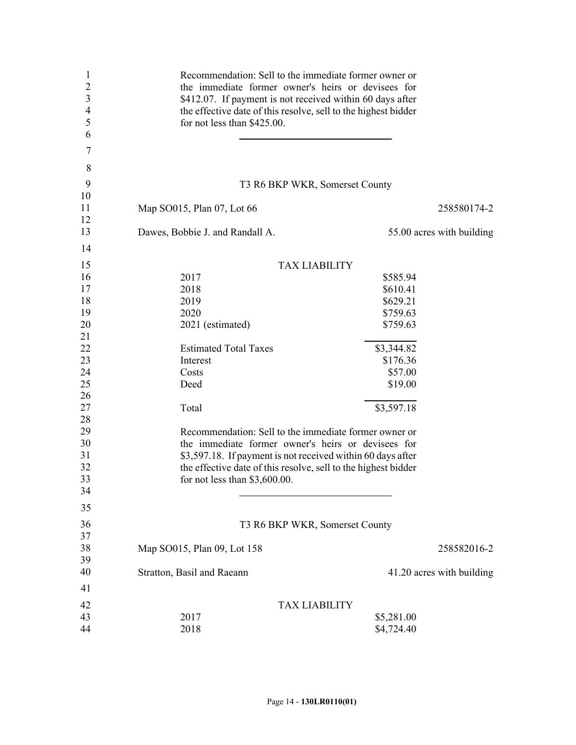Recommendation: Sell to the immediate former owner or the immediate former owner's heirs or devisees for $412.07. If payment is not received within 60 days after the effective date of this resolve, sell to the highest bidder for not less than $425.00.

---

T3 R6 BKP WKR, Somerset County

Map SO015, Plan 07, Lot 66 — 258580174-2

Dawes, Bobbie J. and Randall A. — 55.00 acres with building

| TAX LIABILITY | |
|---|---|
| 2017 | $585.94 |
| 2018 | $610.41 |
| 2019 | $629.21 |
| 2020 | $759.63 |
| 2021 (estimated) | $759.63 |
| Estimated Total Taxes | $3,344.82 |
| Interest | $176.36 |
| Costs | $57.00 |
| Deed | $19.00 |
| Total | $3,597.18 |

Recommendation: Sell to the immediate former owner or the immediate former owner's heirs or devisees for $3,597.18. If payment is not received within 60 days after the effective date of this resolve, sell to the highest bidder for not less than $3,600.00.

---

T3 R6 BKP WKR, Somerset County

Map SO015, Plan 09, Lot 158 — 258582016-2

Stratton, Basil and Raeann — 41.20 acres with building

| TAX LIABILITY | |
|---|---|
| 2017 | $5,281.00 |
| 2018 | $4,724.40 |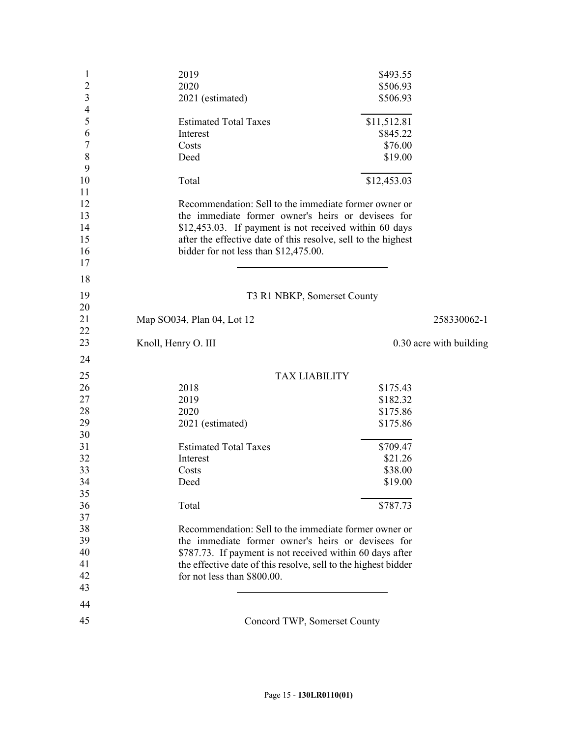| | |
|---|---|
| 2019 | $493.55 |
| 2020 | $506.93 |
| 2021 (estimated) | $506.93 |
| | |
| Estimated Total Taxes | $11,512.81 |
| Interest | $845.22 |
| Costs | $76.00 |
| Deed | $19.00 |
| | |
| Total | $12,453.03 |

Recommendation: Sell to the immediate former owner or the immediate former owner's heirs or devisees for $12,453.03. If payment is not received within 60 days after the effective date of this resolve, sell to the highest bidder for not less than $12,475.00.

---

T3 R1 NBKP, Somerset County

Map SO034, Plan 04, Lot 12 258330062-1

Knoll, Henry O. III 0.30 acre with building

TAX LIABILITY

| | |
|---|---|
| 2018 | $175.43 |
| 2019 | $182.32 |
| 2020 | $175.86 |
| 2021 (estimated) | $175.86 |
| | |
| Estimated Total Taxes | $709.47 |
| Interest | $21.26 |
| Costs | $38.00 |
| Deed | $19.00 |
| | |
| Total | $787.73 |

Recommendation: Sell to the immediate former owner or the immediate former owner's heirs or devisees for $787.73. If payment is not received within 60 days after the effective date of this resolve, sell to the highest bidder for not less than $800.00.

---

Concord TWP, Somerset County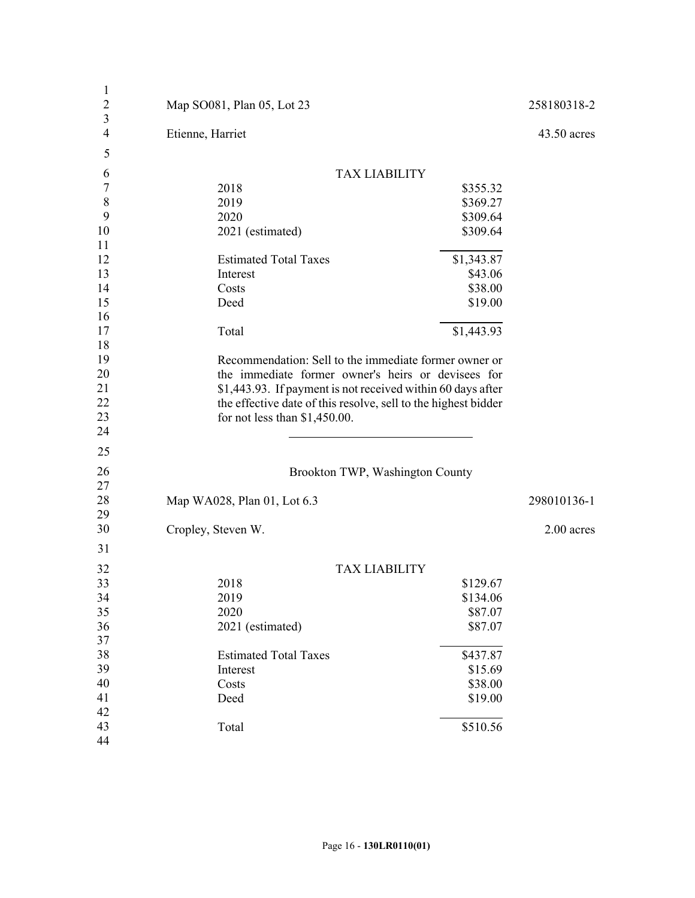Map SO081, Plan 05, Lot 23 258180318-2

Etienne, Harriet 43.50 acres

TAX LIABILITY

| | |
|---|---|
| 2018 | $355.32 |
| 2019 | $369.27 |
| 2020 | $309.64 |
| 2021 (estimated) | $309.64 |
| Estimated Total Taxes | $1,343.87 |
| Interest | $43.06 |
| Costs | $38.00 |
| Deed | $19.00 |
| Total | $1,443.93 |

Recommendation: Sell to the immediate former owner or the immediate former owner's heirs or devisees for $1,443.93. If payment is not received within 60 days after the effective date of this resolve, sell to the highest bidder for not less than $1,450.00.

---

Brookton TWP, Washington County

Map WA028, Plan 01, Lot 6.3 298010136-1

Cropley, Steven W. 2.00 acres

TAX LIABILITY

| | |
|---|---|
| 2018 | $129.67 |
| 2019 | $134.06 |
| 2020 | $87.07 |
| 2021 (estimated) | $87.07 |
| Estimated Total Taxes | $437.87 |
| Interest | $15.69 |
| Costs | $38.00 |
| Deed | $19.00 |
| Total | $510.56 |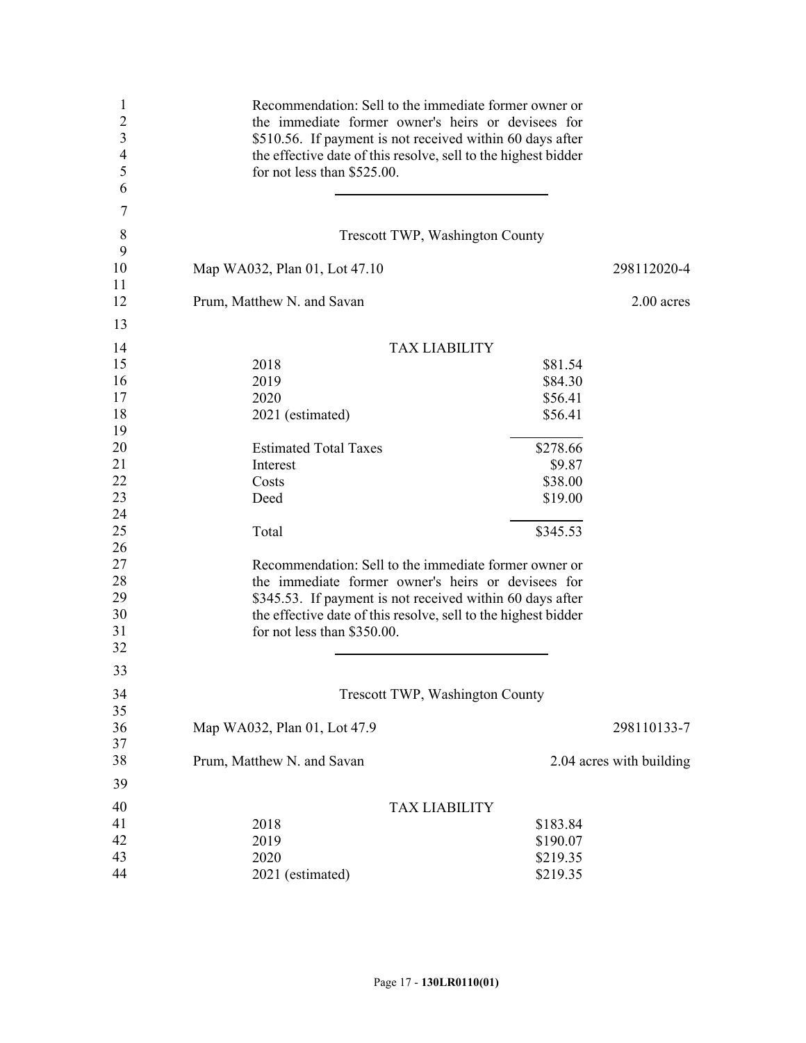Recommendation: Sell to the immediate former owner or the immediate former owner's heirs or devisees for $510.56. If payment is not received within 60 days after the effective date of this resolve, sell to the highest bidder for not less than $525.00.

---

Trescott TWP, Washington County

Map WA032, Plan 01, Lot 47.10 — 298112020-4

Prum, Matthew N. and Savan — 2.00 acres

| TAX LIABILITY | |
|---|---|
| 2018 | $81.54 |
| 2019 | $84.30 |
| 2020 | $56.41 |
| 2021 (estimated) | $56.41 |
| Estimated Total Taxes | $278.66 |
| Interest | $9.87 |
| Costs | $38.00 |
| Deed | $19.00 |
| Total | $345.53 |

Recommendation: Sell to the immediate former owner or the immediate former owner's heirs or devisees for $345.53. If payment is not received within 60 days after the effective date of this resolve, sell to the highest bidder for not less than $350.00.

---

Trescott TWP, Washington County

Map WA032, Plan 01, Lot 47.9 — 298110133-7

Prum, Matthew N. and Savan — 2.04 acres with building

| TAX LIABILITY | |
|---|---|
| 2018 | $183.84 |
| 2019 | $190.07 |
| 2020 | $219.35 |
| 2021 (estimated) | $219.35 |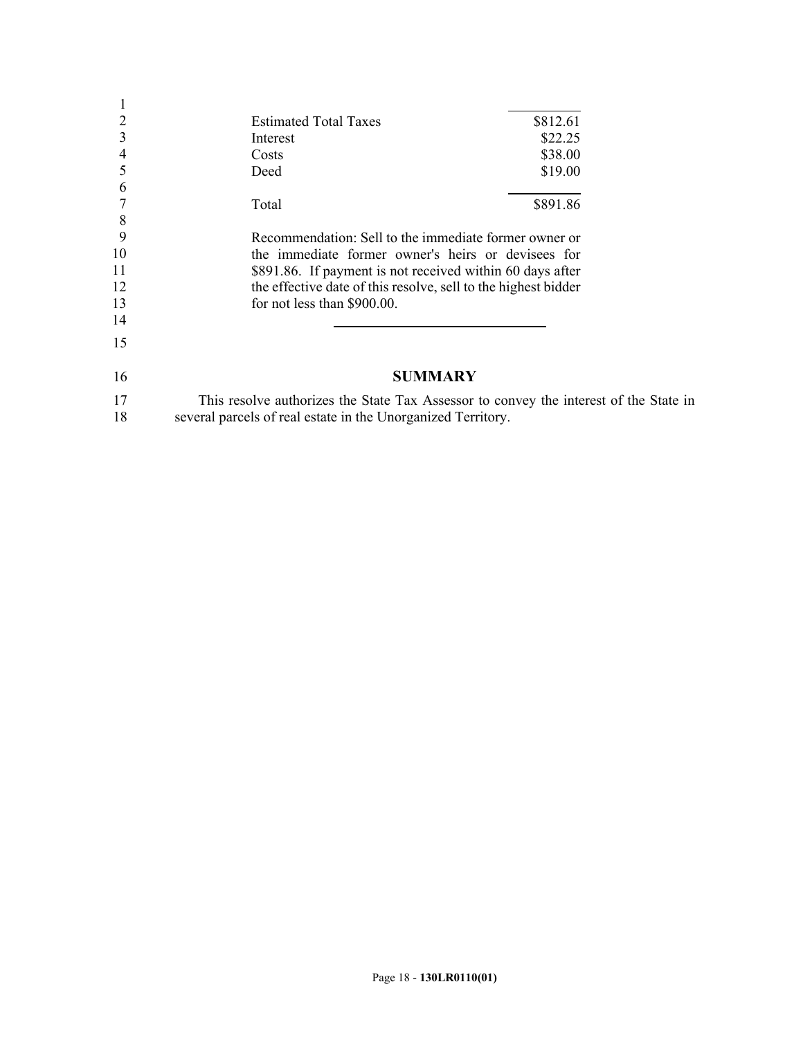| | |
|---|---|
| Estimated Total Taxes | $812.61 |
| Interest | $22.25 |
| Costs | $38.00 |
| Deed | $19.00 |
| Total | $891.86 |

Recommendation: Sell to the immediate former owner or the immediate former owner's heirs or devisees for $891.86. If payment is not received within 60 days after the effective date of this resolve, sell to the highest bidder for not less than $900.00.

## SUMMARY

This resolve authorizes the State Tax Assessor to convey the interest of the State in several parcels of real estate in the Unorganized Territory.